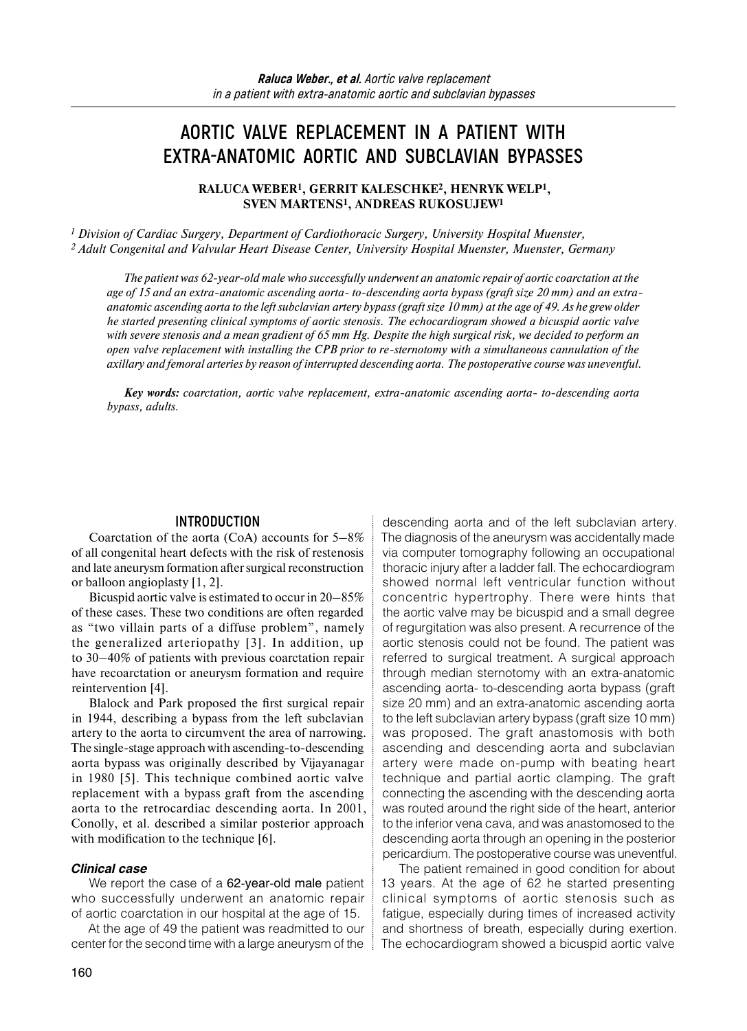# AORTIC VALVE REPLACEMENT IN A PATIENT WITH EXTRA-ANATOMIC AORTIC AND SUBCLAVIAN BYPASSES

**RALUCA WEBER[1], GERRIT KALESCHKE[2], HENRYK WELP[1], SVEN MARTENS[1], ANDREAS RUKOSUJEW[1]**

*[1] Division of Cardiac Surgery, Department of Cardiothoracic Surgery, University Hospital Muenster,*
*[2] Adult Congenital and Valvular Heart Disease Center, University Hospital Muenster, Muenster, Germany*

*The patient was 62-year-old male who successfully underwent an anatomic repair of aortic coarctation at the age of 15 and an extra-anatomic ascending aorta- to-descending aorta bypass (graft size 20 mm) and an extra-anatomic ascending aorta to the left subclavian artery bypass (graft size 10 mm) at the age of 49. As he grew older he started presenting clinical symptoms of aortic stenosis. The echocardiogram showed a bicuspid aortic valve with severe stenosis and a mean gradient of 65 mm Hg. Despite the high surgical risk, we decided to perform an open valve replacement with installing the CPB prior to re-sternotomy with a simultaneous cannulation of the axillary and femoral arteries by reason of interrupted descending aorta. The postoperative course was uneventful.*

***Key words:** coarctation, aortic valve replacement, extra-anatomic ascending aorta- to-descending aorta bypass, adults.*

## INTRODUCTION

Coarctation of the aorta (CoA) accounts for 5–8% of all congenital heart defects with the risk of restenosis and late aneurysm formation after surgical reconstruction or balloon angioplasty [1, 2].

Bicuspid aortic valve is estimated to occur in 20–85% of these cases. These two conditions are often regarded as "two villain parts of a diffuse problem", namely the generalized arteriopathy [3]. In addition, up to 30–40% of patients with previous coarctation repair have recoarctation or aneurysm formation and require reintervention [4].

Blalock and Park proposed the first surgical repair in 1944, describing a bypass from the left subclavian artery to the aorta to circumvent the area of narrowing. The single-stage approach with ascending-to-descending aorta bypass was originally described by Vijayanagar in 1980 [5]. This technique combined aortic valve replacement with a bypass graft from the ascending aorta to the retrocardiac descending aorta. In 2001, Conolly, et al. described a similar posterior approach with modification to the technique [6].

### *Clinical case*

We report the case of a 62-year-old male patient who successfully underwent an anatomic repair of aortic coarctation in our hospital at the age of 15.

At the age of 49 the patient was readmitted to our center for the second time with a large aneurysm of the descending aorta and of the left subclavian artery. The diagnosis of the aneurysm was accidentally made via computer tomography following an occupational thoracic injury after a ladder fall. The echocardiogram showed normal left ventricular function without concentric hypertrophy. There were hints that the aortic valve may be bicuspid and a small degree of regurgitation was also present. A recurrence of the aortic stenosis could not be found. The patient was referred to surgical treatment. A surgical approach through median sternotomy with an extra-anatomic ascending aorta- to-descending aorta bypass (graft size 20 mm) and an extra-anatomic ascending aorta to the left subclavian artery bypass (graft size 10 mm) was proposed. The graft anastomosis with both ascending and descending aorta and subclavian artery were made on-pump with beating heart technique and partial aortic clamping. The graft connecting the ascending with the descending aorta was routed around the right side of the heart, anterior to the inferior vena cava, and was anastomosed to the descending aorta through an opening in the posterior pericardium. The postoperative course was uneventful.

The patient remained in good condition for about 13 years. At the age of 62 he started presenting clinical symptoms of aortic stenosis such as fatigue, especially during times of increased activity and shortness of breath, especially during exertion. The echocardiogram showed a bicuspid aortic valve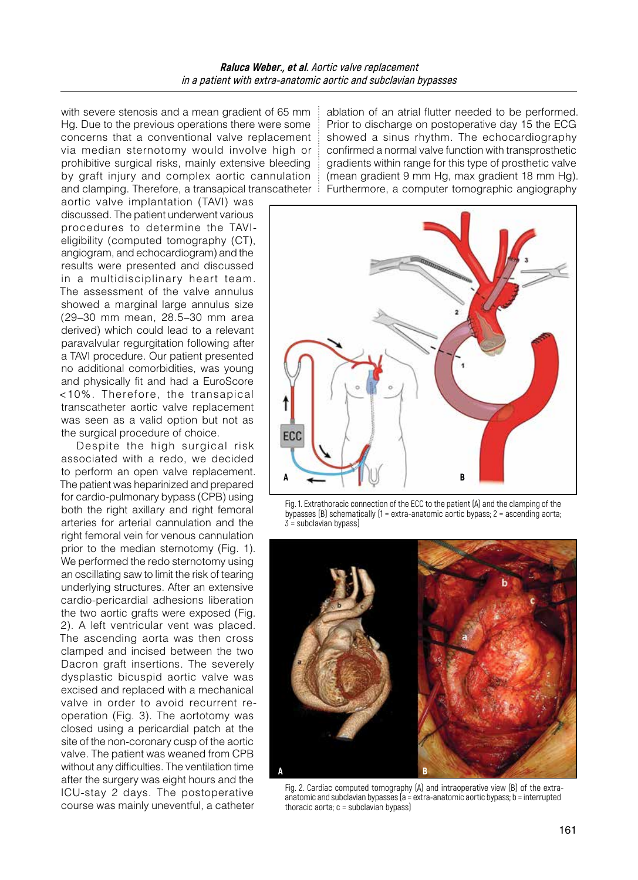with severe stenosis and a mean gradient of 65 mm Hg. Due to the previous operations there were some concerns that a conventional valve replacement via median sternotomy would involve high or prohibitive surgical risks, mainly extensive bleeding by graft injury and complex aortic cannulation and clamping. Therefore, a transapical transcatheter aortic valve implantation (TAVI) was discussed. The patient underwent various procedures to determine the TAVI-eligibility (computed tomography (CT), angiogram, and echocardiogram) and the results were presented and discussed in a multidisciplinary heart team. The assessment of the valve annulus showed a marginal large annulus size (29–30 mm mean, 28.5–30 mm area derived) which could lead to a relevant paravalvular regurgitation following after a TAVI procedure. Our patient presented no additional comorbidities, was young and physically fit and had a EuroScore <10%. Therefore, the transapical transcatheter aortic valve replacement was seen as a valid option but not as the surgical procedure of choice.

Despite the high surgical risk associated with a redo, we decided to perform an open valve replacement. The patient was heparinized and prepared for cardio-pulmonary bypass (CPB) using both the right axillary and right femoral arteries for arterial cannulation and the right femoral vein for venous cannulation prior to the median sternotomy (Fig. 1). We performed the redo sternotomy using an oscillating saw to limit the risk of tearing underlying structures. After an extensive cardio-pericardial adhesions liberation the two aortic grafts were exposed (Fig. 2). A left ventricular vent was placed. The ascending aorta was then cross clamped and incised between the two Dacron graft insertions. The severely dysplastic bicuspid aortic valve was excised and replaced with a mechanical valve in order to avoid recurrent re-operation (Fig. 3). The aortotomy was closed using a pericardial patch at the site of the non-coronary cusp of the aortic valve. The patient was weaned from CPB without any difficulties. The ventilation time after the surgery was eight hours and the ICU-stay 2 days. The postoperative course was mainly uneventful, a catheter ablation of an atrial flutter needed to be performed. Prior to discharge on postoperative day 15 the ECG showed a sinus rhythm. The echocardiography confirmed a normal valve function with transprosthetic gradients within range for this type of prosthetic valve (mean gradient 9 mm Hg, max gradient 18 mm Hg). Furthermore, a computer tomographic angiography

Fig. 1. Extrathoracic connection of the ECC to the patient (A) and the clamping of the bypasses (B) schematically (1 = extra-anatomic aortic bypass; 2 = ascending aorta; 3 = subclavian bypass)

Fig. 2. Cardiac computed tomography (A) and intraoperative view (B) of the extra-anatomic and subclavian bypasses (a = extra-anatomic aortic bypass; b = interrupted thoracic aorta; c = subclavian bypass)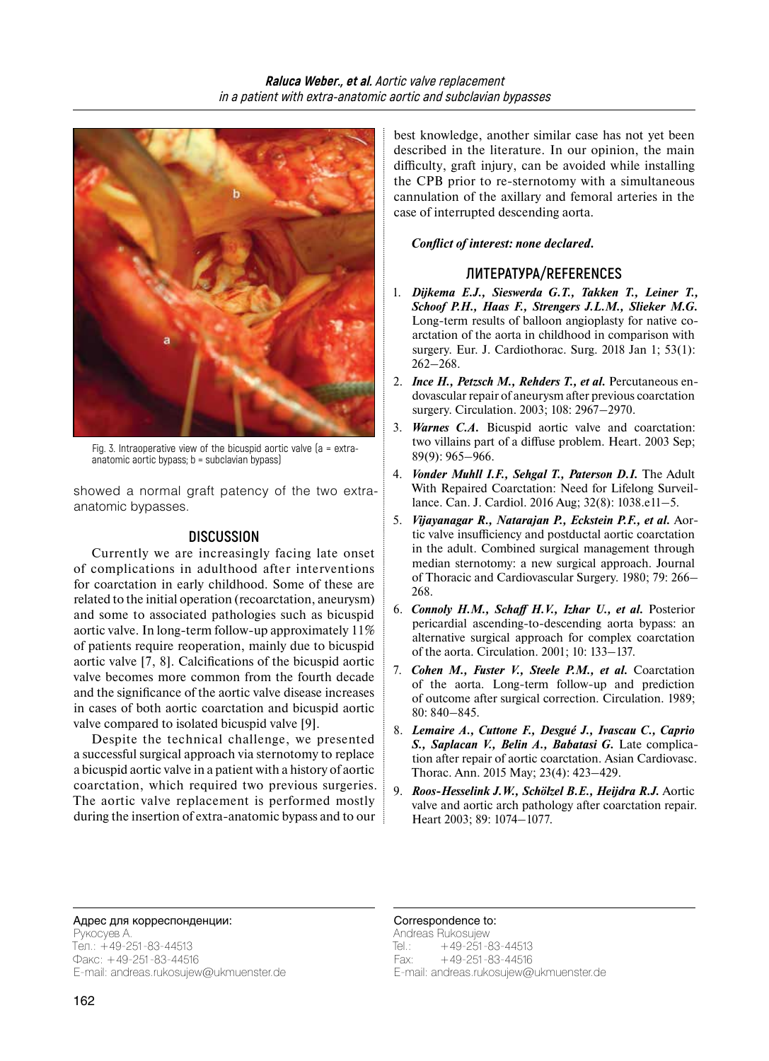Fig. 3. Intraoperative view of the bicuspid aortic valve (a = extra-anatomic aortic bypass; b = subclavian bypass)

showed a normal graft patency of the two extra-anatomic bypasses.

## DISCUSSION

Currently we are increasingly facing late onset of complications in adulthood after interventions for coarctation in early childhood. Some of these are related to the initial operation (recoarctation, aneurysm) and some to associated pathologies such as bicuspid aortic valve. In long-term follow-up approximately 11% of patients require reoperation, mainly due to bicuspid aortic valve [7, 8]. Calcifications of the bicuspid aortic valve becomes more common from the fourth decade and the significance of the aortic valve disease increases in cases of both aortic coarctation and bicuspid aortic valve compared to isolated bicuspid valve [9].

Despite the technical challenge, we presented a successful surgical approach via sternotomy to replace a bicuspid aortic valve in a patient with a history of aortic coarctation, which required two previous surgeries. The aortic valve replacement is performed mostly during the insertion of extra-anatomic bypass and to our best knowledge, another similar case has not yet been described in the literature. In our opinion, the main difficulty, graft injury, can be avoided while installing the CPB prior to re-sternotomy with a simultaneous cannulation of the axillary and femoral arteries in the case of interrupted descending aorta.

***Conflict of interest: none declared.***

## ЛИТЕРАТУРА/REFERENCES

1. ***Dijkema E.J., Sieswerda G.T., Takken T., Leiner T., Schoof P.H., Haas F., Strengers J.L.M., Slieker M.G.*** Long-term results of balloon angioplasty for native coarctation of the aorta in childhood in comparison with surgery. Eur. J. Cardiothorac. Surg. 2018 Jan 1; 53(1): 262–268.
2. ***Ince H., Petzsch M., Rehders T., et al.*** Percutaneous endovascular repair of aneurysm after previous coarctation surgery. Circulation. 2003; 108: 2967–2970.
3. ***Warnes C.A.*** Bicuspid aortic valve and coarctation: two villains part of a diffuse problem. Heart. 2003 Sep; 89(9): 965–966.
4. ***Vonder Muhll I.F., Sehgal T., Paterson D.I.*** The Adult With Repaired Coarctation: Need for Lifelong Surveillance. Can. J. Cardiol. 2016 Aug; 32(8): 1038.e11–5.
5. ***Vijayanagar R., Natarajan P., Eckstein P.F., et al.*** Aortic valve insufficiency and postductal aortic coarctation in the adult. Combined surgical management through median sternotomy: a new surgical approach. Journal of Thoracic and Cardiovascular Surgery. 1980; 79: 266–268.
6. ***Connoly H.M., Schaff H.V., Izhar U., et al.*** Posterior pericardial ascending-to-descending aorta bypass: an alternative surgical approach for complex coarctation of the aorta. Circulation. 2001; 10: 133–137.
7. ***Cohen M., Fuster V., Steele P.M., et al.*** Coarctation of the aorta. Long-term follow-up and prediction of outcome after surgical correction. Circulation. 1989; 80: 840–845.
8. ***Lemaire A., Cuttone F., Desgué J., Ivascau C., Caprio S., Saplacan V., Belin A., Babatasi G.*** Late complication after repair of aortic coarctation. Asian Cardiovasc. Thorac. Ann. 2015 May; 23(4): 423–429.
9. ***Roos-Hesselink J.W., Schölzel B.E., Heijdra R.J.*** Aortic valve and aortic arch pathology after coarctation repair. Heart 2003; 89: 1074–1077.

Адрес для корреспонденции:
Рукосуев А.
Тел.: +49-251-83-44513
Факс: +49-251-83-44516
E-mail: andreas.rukosujew@ukmuenster.de

Correspondence to:
Andreas Rukosujew
Tel.: +49-251-83-44513
Fax: +49-251-83-44516
E-mail: andreas.rukosujew@ukmuenster.de